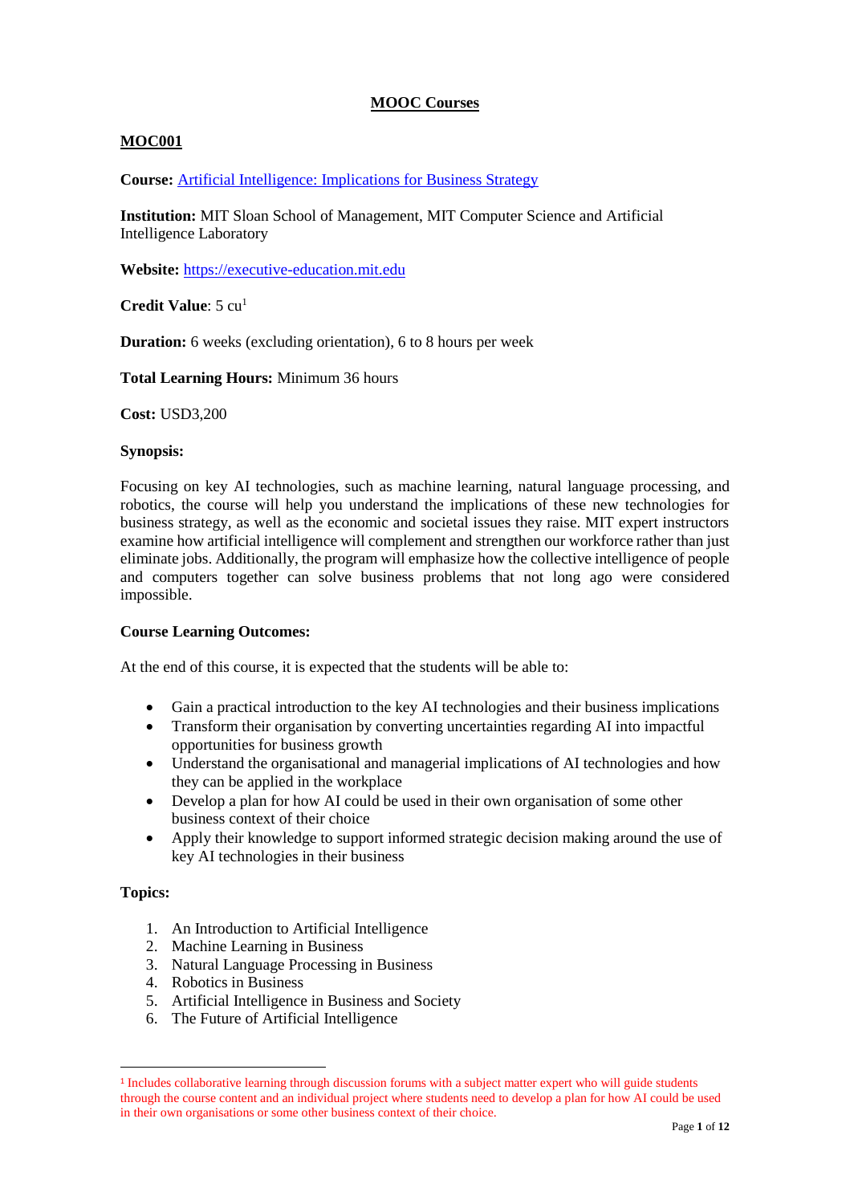# MOOC Courses

## MOC001

**Course:** [Artificial Intelligence: Implications for Business Strategy]

**Institution:** MIT Sloan School of Management, MIT Computer Science and Artificial Intelligence Laboratory

**Website:** https://executive-education.mit.edu

**Credit Value**: 5 cu[1]

**Duration:** 6 weeks (excluding orientation), 6 to 8 hours per week

**Total Learning Hours:** Minimum 36 hours

**Cost:** USD3,200

**Synopsis:**

Focusing on key AI technologies, such as machine learning, natural language processing, and robotics, the course will help you understand the implications of these new technologies for business strategy, as well as the economic and societal issues they raise. MIT expert instructors examine how artificial intelligence will complement and strengthen our workforce rather than just eliminate jobs. Additionally, the program will emphasize how the collective intelligence of people and computers together can solve business problems that not long ago were considered impossible.

**Course Learning Outcomes:**

At the end of this course, it is expected that the students will be able to:

- Gain a practical introduction to the key AI technologies and their business implications
- Transform their organisation by converting uncertainties regarding AI into impactful opportunities for business growth
- Understand the organisational and managerial implications of AI technologies and how they can be applied in the workplace
- Develop a plan for how AI could be used in their own organisation of some other business context of their choice
- Apply their knowledge to support informed strategic decision making around the use of key AI technologies in their business

**Topics:**

1. An Introduction to Artificial Intelligence
2. Machine Learning in Business
3. Natural Language Processing in Business
4. Robotics in Business
5. Artificial Intelligence in Business and Society
6. The Future of Artificial Intelligence

---

[1] Includes collaborative learning through discussion forums with a subject matter expert who will guide students through the course content and an individual project where students need to develop a plan for how AI could be used in their own organisations or some other business context of their choice.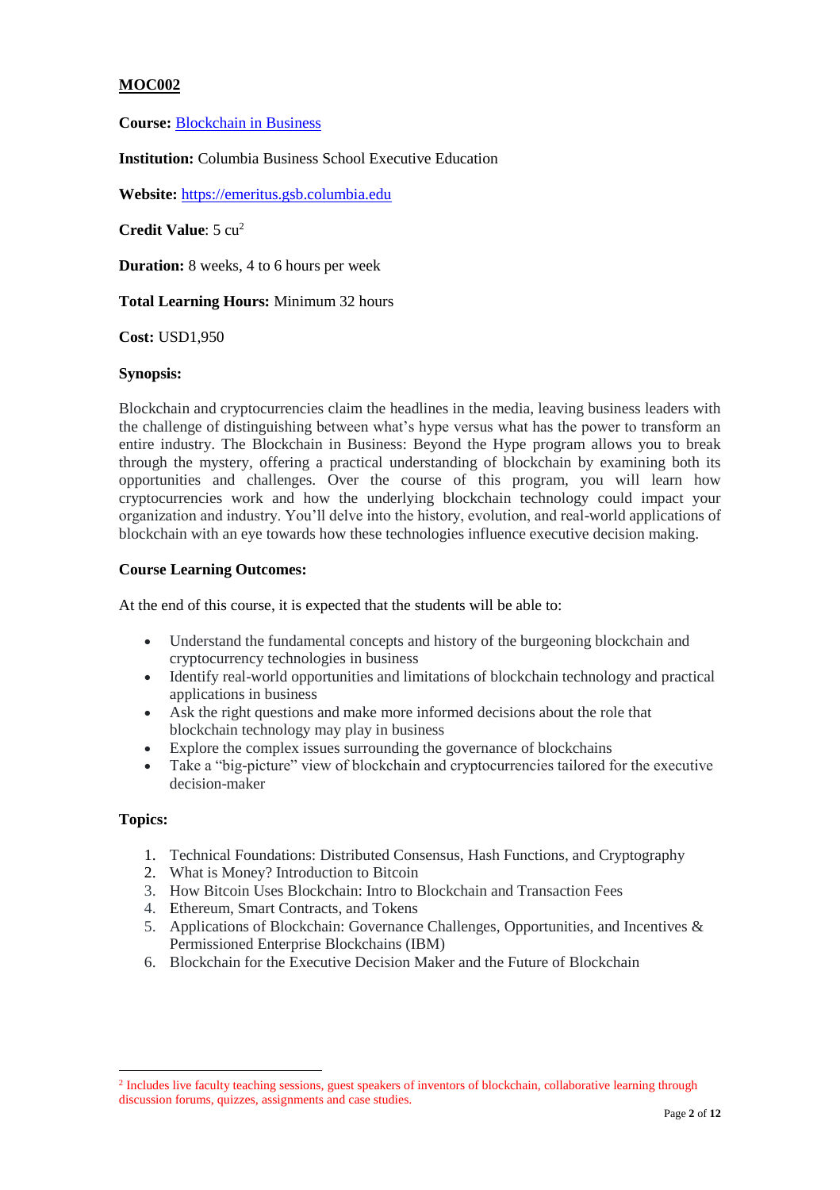**MOC002**

**Course:** Blockchain in Business

**Institution:** Columbia Business School Executive Education

**Website:** https://emeritus.gsb.columbia.edu

**Credit Value**: 5 cu[2]

**Duration:** 8 weeks, 4 to 6 hours per week

**Total Learning Hours:** Minimum 32 hours

**Cost:** USD1,950

**Synopsis:**

Blockchain and cryptocurrencies claim the headlines in the media, leaving business leaders with the challenge of distinguishing between what's hype versus what has the power to transform an entire industry. The Blockchain in Business: Beyond the Hype program allows you to break through the mystery, offering a practical understanding of blockchain by examining both its opportunities and challenges. Over the course of this program, you will learn how cryptocurrencies work and how the underlying blockchain technology could impact your organization and industry. You'll delve into the history, evolution, and real-world applications of blockchain with an eye towards how these technologies influence executive decision making.

**Course Learning Outcomes:**

At the end of this course, it is expected that the students will be able to:

- Understand the fundamental concepts and history of the burgeoning blockchain and cryptocurrency technologies in business
- Identify real-world opportunities and limitations of blockchain technology and practical applications in business
- Ask the right questions and make more informed decisions about the role that blockchain technology may play in business
- Explore the complex issues surrounding the governance of blockchains
- Take a "big-picture" view of blockchain and cryptocurrencies tailored for the executive decision-maker

**Topics:**

1. Technical Foundations: Distributed Consensus, Hash Functions, and Cryptography
2. What is Money? Introduction to Bitcoin
3. How Bitcoin Uses Blockchain: Intro to Blockchain and Transaction Fees
4. Ethereum, Smart Contracts, and Tokens
5. Applications of Blockchain: Governance Challenges, Opportunities, and Incentives & Permissioned Enterprise Blockchains (IBM)
6. Blockchain for the Executive Decision Maker and the Future of Blockchain

[2] Includes live faculty teaching sessions, guest speakers of inventors of blockchain, collaborative learning through discussion forums, quizzes, assignments and case studies.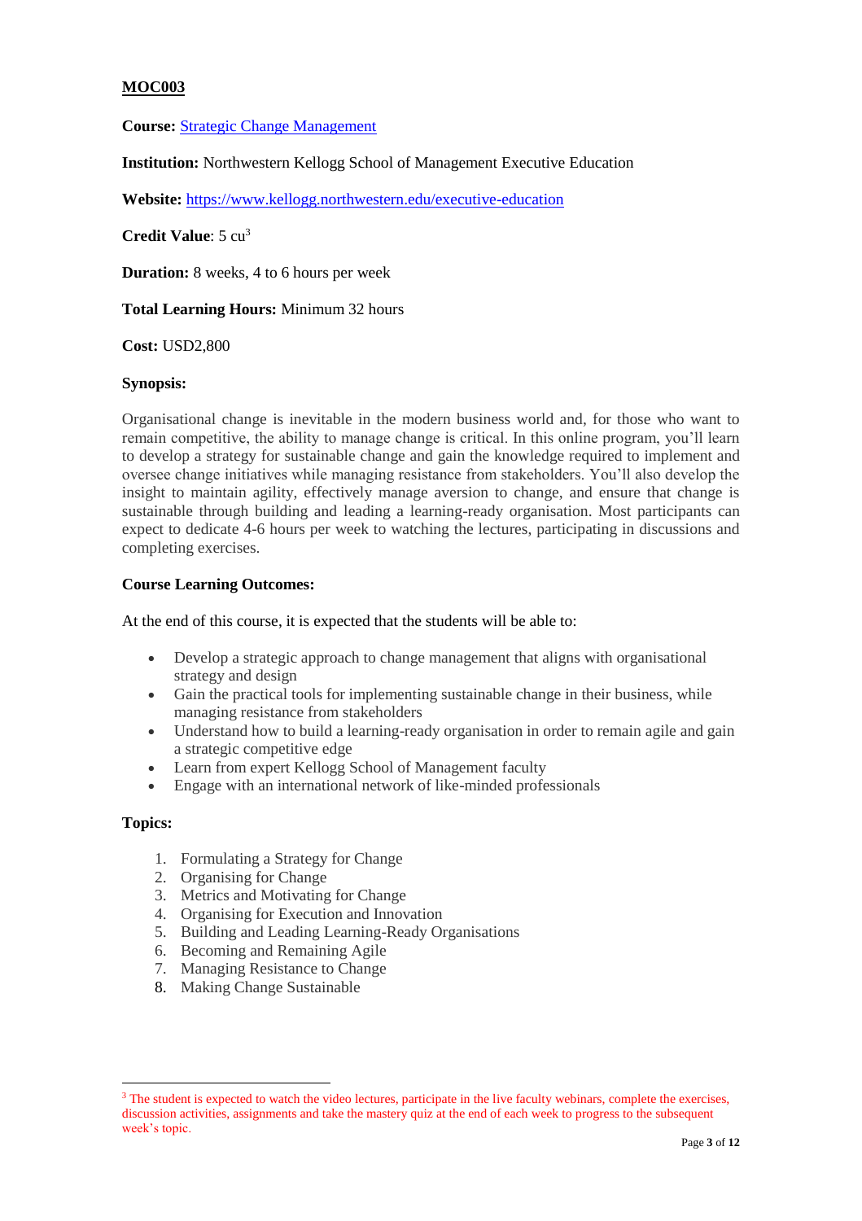**MOC003**

**Course:** Strategic Change Management

**Institution:** Northwestern Kellogg School of Management Executive Education

**Website:** https://www.kellogg.northwestern.edu/executive-education

**Credit Value**: 5 cu[3]

**Duration:** 8 weeks, 4 to 6 hours per week

**Total Learning Hours:** Minimum 32 hours

**Cost:** USD2,800

**Synopsis:**

Organisational change is inevitable in the modern business world and, for those who want to remain competitive, the ability to manage change is critical. In this online program, you'll learn to develop a strategy for sustainable change and gain the knowledge required to implement and oversee change initiatives while managing resistance from stakeholders. You'll also develop the insight to maintain agility, effectively manage aversion to change, and ensure that change is sustainable through building and leading a learning-ready organisation. Most participants can expect to dedicate 4-6 hours per week to watching the lectures, participating in discussions and completing exercises.

**Course Learning Outcomes:**

At the end of this course, it is expected that the students will be able to:

- Develop a strategic approach to change management that aligns with organisational strategy and design
- Gain the practical tools for implementing sustainable change in their business, while managing resistance from stakeholders
- Understand how to build a learning-ready organisation in order to remain agile and gain a strategic competitive edge
- Learn from expert Kellogg School of Management faculty
- Engage with an international network of like-minded professionals

**Topics:**

1. Formulating a Strategy for Change
2. Organising for Change
3. Metrics and Motivating for Change
4. Organising for Execution and Innovation
5. Building and Leading Learning-Ready Organisations
6. Becoming and Remaining Agile
7. Managing Resistance to Change
8. Making Change Sustainable

---

[3] The student is expected to watch the video lectures, participate in the live faculty webinars, complete the exercises, discussion activities, assignments and take the mastery quiz at the end of each week to progress to the subsequent week's topic.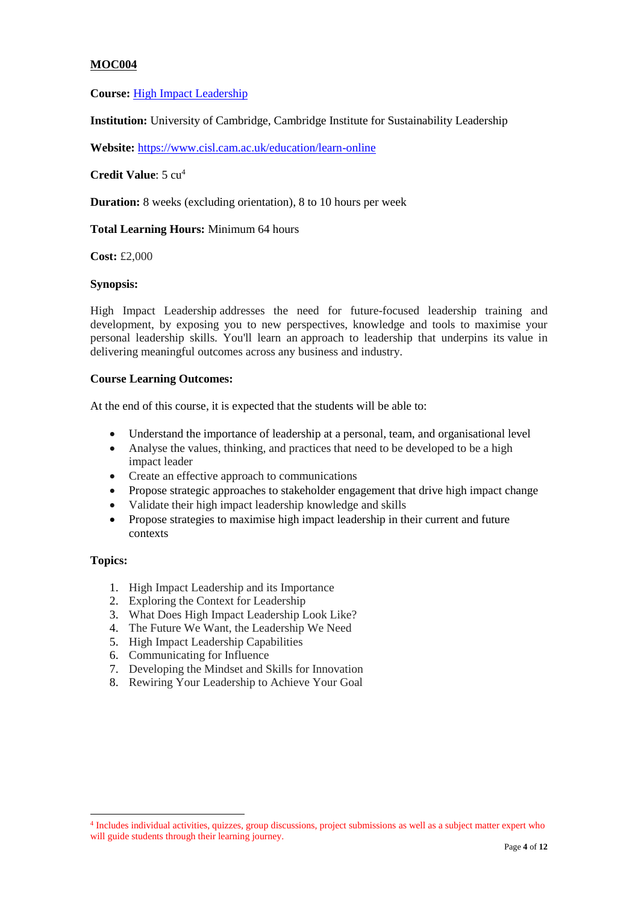**MOC004**

**Course:** [High Impact Leadership]

**Institution:** University of Cambridge, Cambridge Institute for Sustainability Leadership

**Website:** https://www.cisl.cam.ac.uk/education/learn-online

**Credit Value**: 5 cu[4]

**Duration:** 8 weeks (excluding orientation), 8 to 10 hours per week

**Total Learning Hours:** Minimum 64 hours

**Cost:** £2,000

**Synopsis:**

High Impact Leadership addresses the need for future-focused leadership training and development, by exposing you to new perspectives, knowledge and tools to maximise your personal leadership skills. You'll learn an approach to leadership that underpins its value in delivering meaningful outcomes across any business and industry.

**Course Learning Outcomes:**

At the end of this course, it is expected that the students will be able to:

- Understand the importance of leadership at a personal, team, and organisational level
- Analyse the values, thinking, and practices that need to be developed to be a high impact leader
- Create an effective approach to communications
- Propose strategic approaches to stakeholder engagement that drive high impact change
- Validate their high impact leadership knowledge and skills
- Propose strategies to maximise high impact leadership in their current and future contexts

**Topics:**

1. High Impact Leadership and its Importance
2. Exploring the Context for Leadership
3. What Does High Impact Leadership Look Like?
4. The Future We Want, the Leadership We Need
5. High Impact Leadership Capabilities
6. Communicating for Influence
7. Developing the Mindset and Skills for Innovation
8. Rewiring Your Leadership to Achieve Your Goal

[4] Includes individual activities, quizzes, group discussions, project submissions as well as a subject matter expert who will guide students through their learning journey.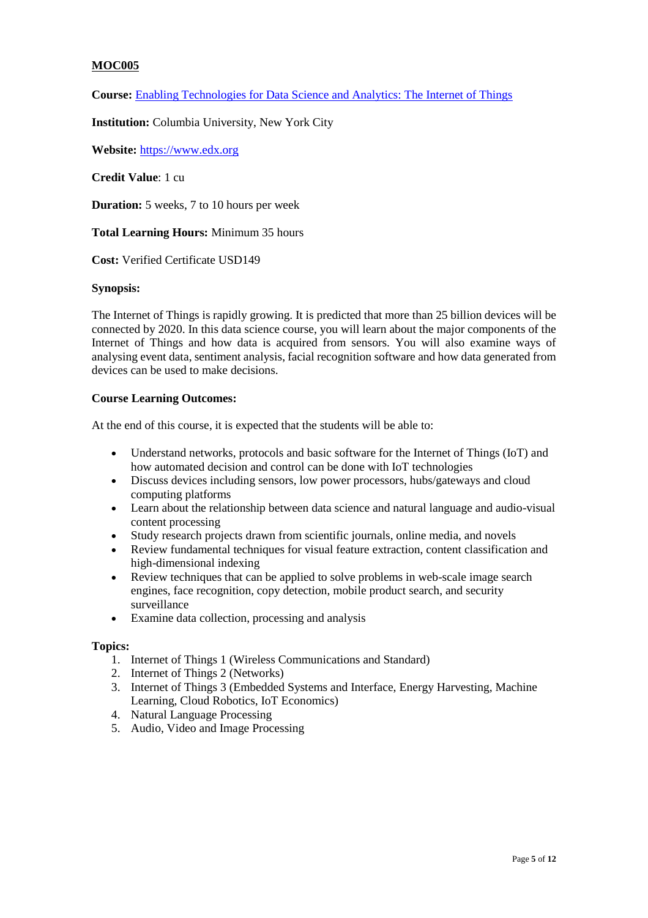**MOC005**

**Course:** Enabling Technologies for Data Science and Analytics: The Internet of Things

**Institution:** Columbia University, New York City

**Website:** https://www.edx.org

**Credit Value**: 1 cu

**Duration:** 5 weeks, 7 to 10 hours per week

**Total Learning Hours:** Minimum 35 hours

**Cost:** Verified Certificate USD149

**Synopsis:**

The Internet of Things is rapidly growing. It is predicted that more than 25 billion devices will be connected by 2020. In this data science course, you will learn about the major components of the Internet of Things and how data is acquired from sensors. You will also examine ways of analysing event data, sentiment analysis, facial recognition software and how data generated from devices can be used to make decisions.

**Course Learning Outcomes:**

At the end of this course, it is expected that the students will be able to:

- Understand networks, protocols and basic software for the Internet of Things (IoT) and how automated decision and control can be done with IoT technologies
- Discuss devices including sensors, low power processors, hubs/gateways and cloud computing platforms
- Learn about the relationship between data science and natural language and audio-visual content processing
- Study research projects drawn from scientific journals, online media, and novels
- Review fundamental techniques for visual feature extraction, content classification and high-dimensional indexing
- Review techniques that can be applied to solve problems in web-scale image search engines, face recognition, copy detection, mobile product search, and security surveillance
- Examine data collection, processing and analysis

**Topics:**

1. Internet of Things 1 (Wireless Communications and Standard)
2. Internet of Things 2 (Networks)
3. Internet of Things 3 (Embedded Systems and Interface, Energy Harvesting, Machine Learning, Cloud Robotics, IoT Economics)
4. Natural Language Processing
5. Audio, Video and Image Processing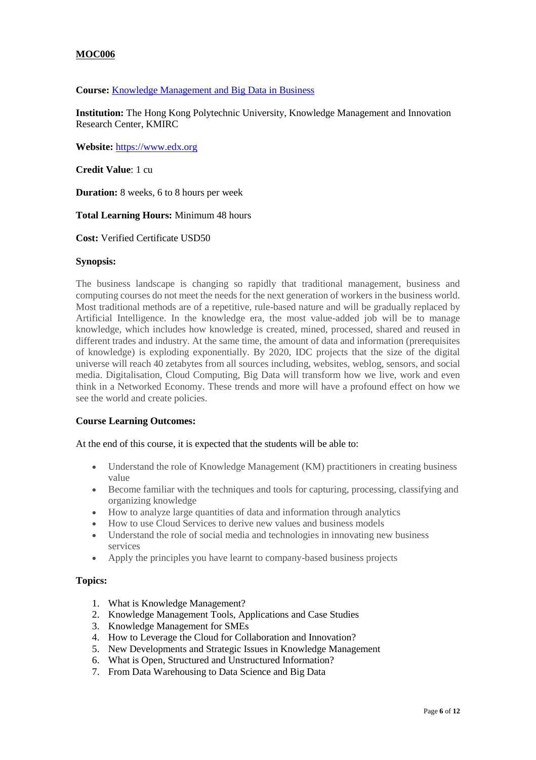**MOC006**

**Course:** [Knowledge Management and Big Data in Business](#)

**Institution:** The Hong Kong Polytechnic University, Knowledge Management and Innovation Research Center, KMIRC

**Website:** [https://www.edx.org](https://www.edx.org)

**Credit Value**: 1 cu

**Duration:** 8 weeks, 6 to 8 hours per week

**Total Learning Hours:** Minimum 48 hours

**Cost:** Verified Certificate USD50

**Synopsis:**

The business landscape is changing so rapidly that traditional management, business and computing courses do not meet the needs for the next generation of workers in the business world. Most traditional methods are of a repetitive, rule-based nature and will be gradually replaced by Artificial Intelligence. In the knowledge era, the most value-added job will be to manage knowledge, which includes how knowledge is created, mined, processed, shared and reused in different trades and industry. At the same time, the amount of data and information (prerequisites of knowledge) is exploding exponentially. By 2020, IDC projects that the size of the digital universe will reach 40 zetabytes from all sources including, websites, weblog, sensors, and social media. Digitalisation, Cloud Computing, Big Data will transform how we live, work and even think in a Networked Economy. These trends and more will have a profound effect on how we see the world and create policies.

**Course Learning Outcomes:**

At the end of this course, it is expected that the students will be able to:

- Understand the role of Knowledge Management (KM) practitioners in creating business value
- Become familiar with the techniques and tools for capturing, processing, classifying and organizing knowledge
- How to analyze large quantities of data and information through analytics
- How to use Cloud Services to derive new values and business models
- Understand the role of social media and technologies in innovating new business services
- Apply the principles you have learnt to company-based business projects

**Topics:**

1. What is Knowledge Management?
2. Knowledge Management Tools, Applications and Case Studies
3. Knowledge Management for SMEs
4. How to Leverage the Cloud for Collaboration and Innovation?
5. New Developments and Strategic Issues in Knowledge Management
6. What is Open, Structured and Unstructured Information?
7. From Data Warehousing to Data Science and Big Data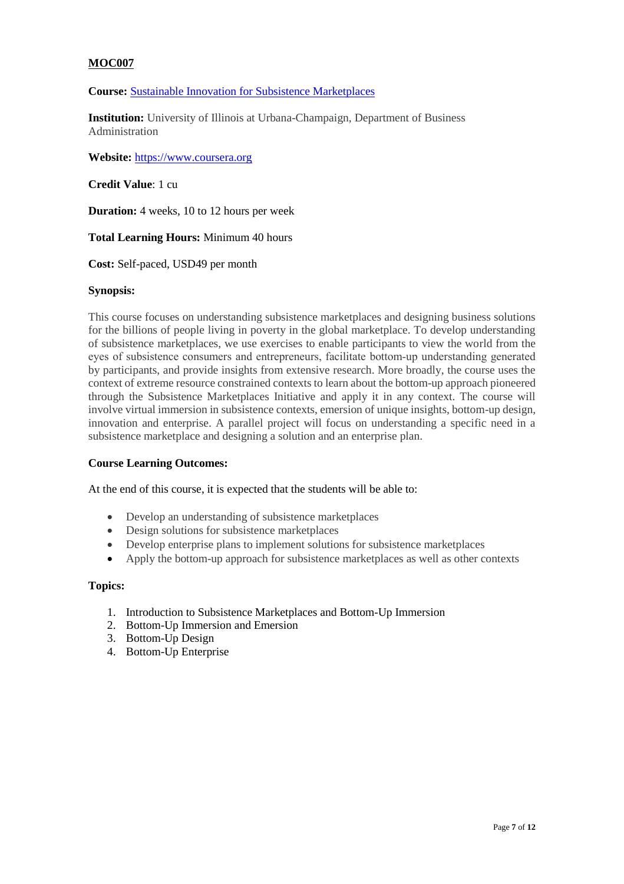**MOC007**

**Course:** [Sustainable Innovation for Subsistence Marketplaces]

**Institution:** University of Illinois at Urbana-Champaign, Department of Business Administration

**Website:** https://www.coursera.org

**Credit Value**: 1 cu

**Duration:** 4 weeks, 10 to 12 hours per week

**Total Learning Hours:** Minimum 40 hours

**Cost:** Self-paced, USD49 per month

**Synopsis:**

This course focuses on understanding subsistence marketplaces and designing business solutions for the billions of people living in poverty in the global marketplace. To develop understanding of subsistence marketplaces, we use exercises to enable participants to view the world from the eyes of subsistence consumers and entrepreneurs, facilitate bottom-up understanding generated by participants, and provide insights from extensive research. More broadly, the course uses the context of extreme resource constrained contexts to learn about the bottom-up approach pioneered through the Subsistence Marketplaces Initiative and apply it in any context. The course will involve virtual immersion in subsistence contexts, emersion of unique insights, bottom-up design, innovation and enterprise. A parallel project will focus on understanding a specific need in a subsistence marketplace and designing a solution and an enterprise plan.

**Course Learning Outcomes:**

At the end of this course, it is expected that the students will be able to:

- Develop an understanding of subsistence marketplaces
- Design solutions for subsistence marketplaces
- Develop enterprise plans to implement solutions for subsistence marketplaces
- Apply the bottom-up approach for subsistence marketplaces as well as other contexts

**Topics:**

1. Introduction to Subsistence Marketplaces and Bottom-Up Immersion
2. Bottom-Up Immersion and Emersion
3. Bottom-Up Design
4. Bottom-Up Enterprise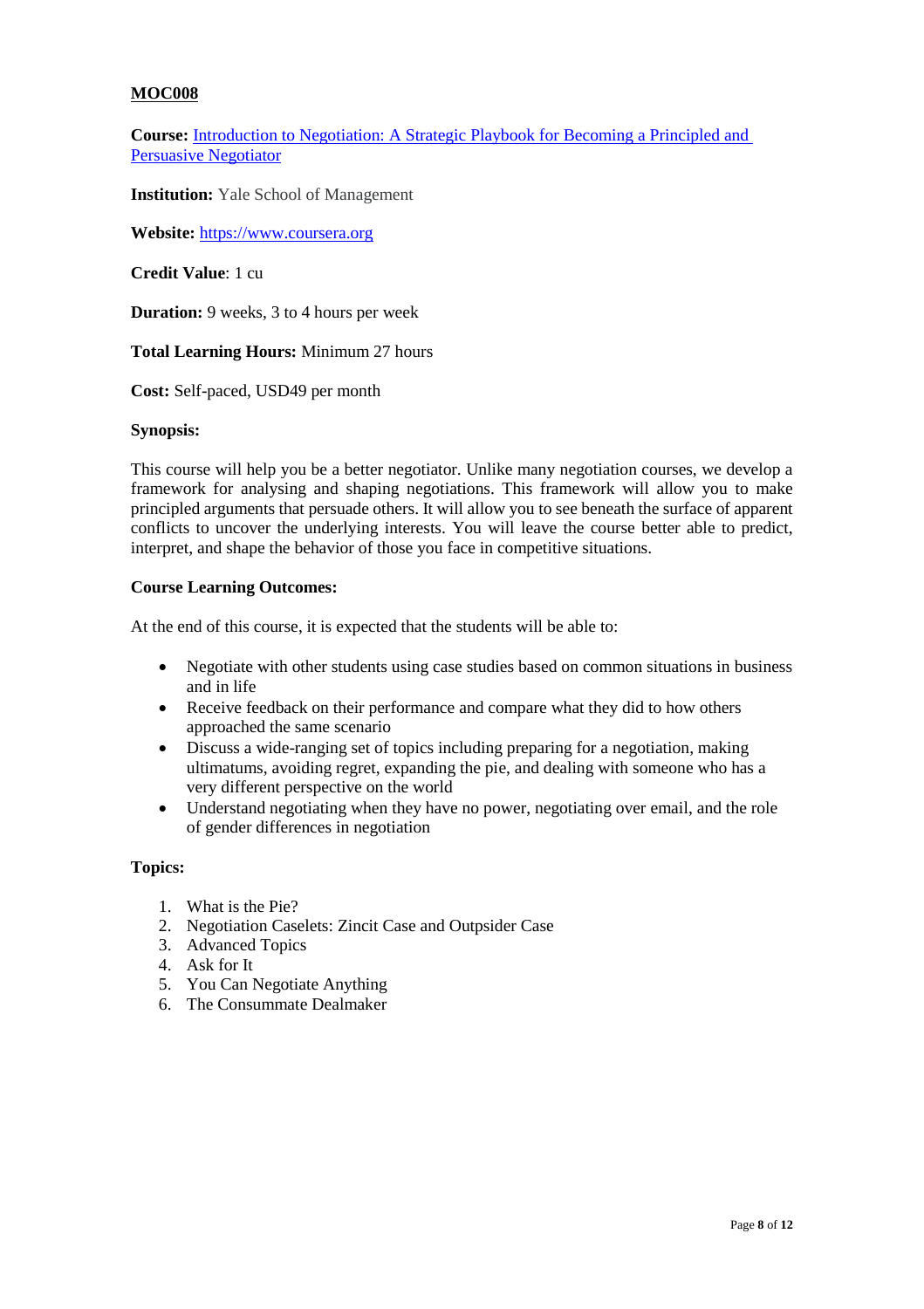**MOC008**

**Course:** Introduction to Negotiation: A Strategic Playbook for Becoming a Principled and Persuasive Negotiator

**Institution:** Yale School of Management

**Website:** https://www.coursera.org

**Credit Value**: 1 cu

**Duration:** 9 weeks, 3 to 4 hours per week

**Total Learning Hours:** Minimum 27 hours

**Cost:** Self-paced, USD49 per month

**Synopsis:**

This course will help you be a better negotiator. Unlike many negotiation courses, we develop a framework for analysing and shaping negotiations. This framework will allow you to make principled arguments that persuade others. It will allow you to see beneath the surface of apparent conflicts to uncover the underlying interests. You will leave the course better able to predict, interpret, and shape the behavior of those you face in competitive situations.

**Course Learning Outcomes:**

At the end of this course, it is expected that the students will be able to:

- Negotiate with other students using case studies based on common situations in business and in life
- Receive feedback on their performance and compare what they did to how others approached the same scenario
- Discuss a wide-ranging set of topics including preparing for a negotiation, making ultimatums, avoiding regret, expanding the pie, and dealing with someone who has a very different perspective on the world
- Understand negotiating when they have no power, negotiating over email, and the role of gender differences in negotiation

**Topics:**

1. What is the Pie?
2. Negotiation Caselets: Zincit Case and Outpsider Case
3. Advanced Topics
4. Ask for It
5. You Can Negotiate Anything
6. The Consummate Dealmaker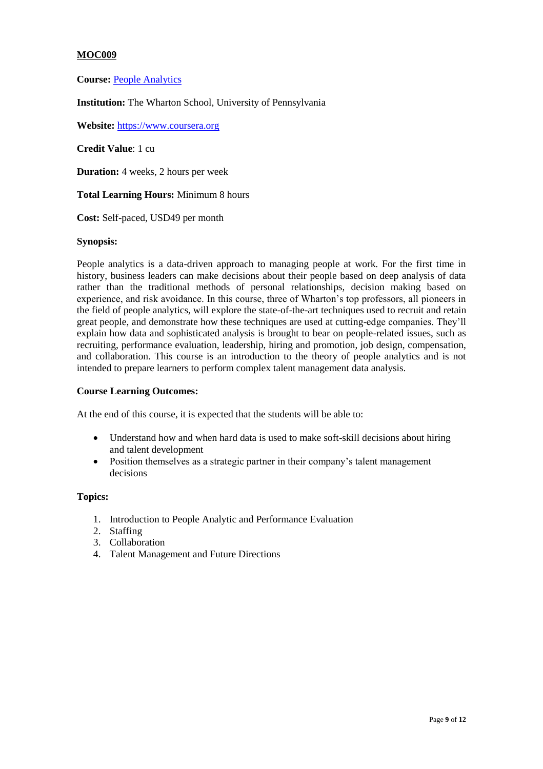**MOC009**

**Course:** [People Analytics]

**Institution:** The Wharton School, University of Pennsylvania

**Website:** https://www.coursera.org

**Credit Value**: 1 cu

**Duration:** 4 weeks, 2 hours per week

**Total Learning Hours:** Minimum 8 hours

**Cost:** Self-paced, USD49 per month

**Synopsis:**

People analytics is a data-driven approach to managing people at work. For the first time in history, business leaders can make decisions about their people based on deep analysis of data rather than the traditional methods of personal relationships, decision making based on experience, and risk avoidance. In this course, three of Wharton's top professors, all pioneers in the field of people analytics, will explore the state-of-the-art techniques used to recruit and retain great people, and demonstrate how these techniques are used at cutting-edge companies. They'll explain how data and sophisticated analysis is brought to bear on people-related issues, such as recruiting, performance evaluation, leadership, hiring and promotion, job design, compensation, and collaboration. This course is an introduction to the theory of people analytics and is not intended to prepare learners to perform complex talent management data analysis.

**Course Learning Outcomes:**

At the end of this course, it is expected that the students will be able to:

- Understand how and when hard data is used to make soft-skill decisions about hiring and talent development
- Position themselves as a strategic partner in their company's talent management decisions

**Topics:**

1. Introduction to People Analytic and Performance Evaluation
2. Staffing
3. Collaboration
4. Talent Management and Future Directions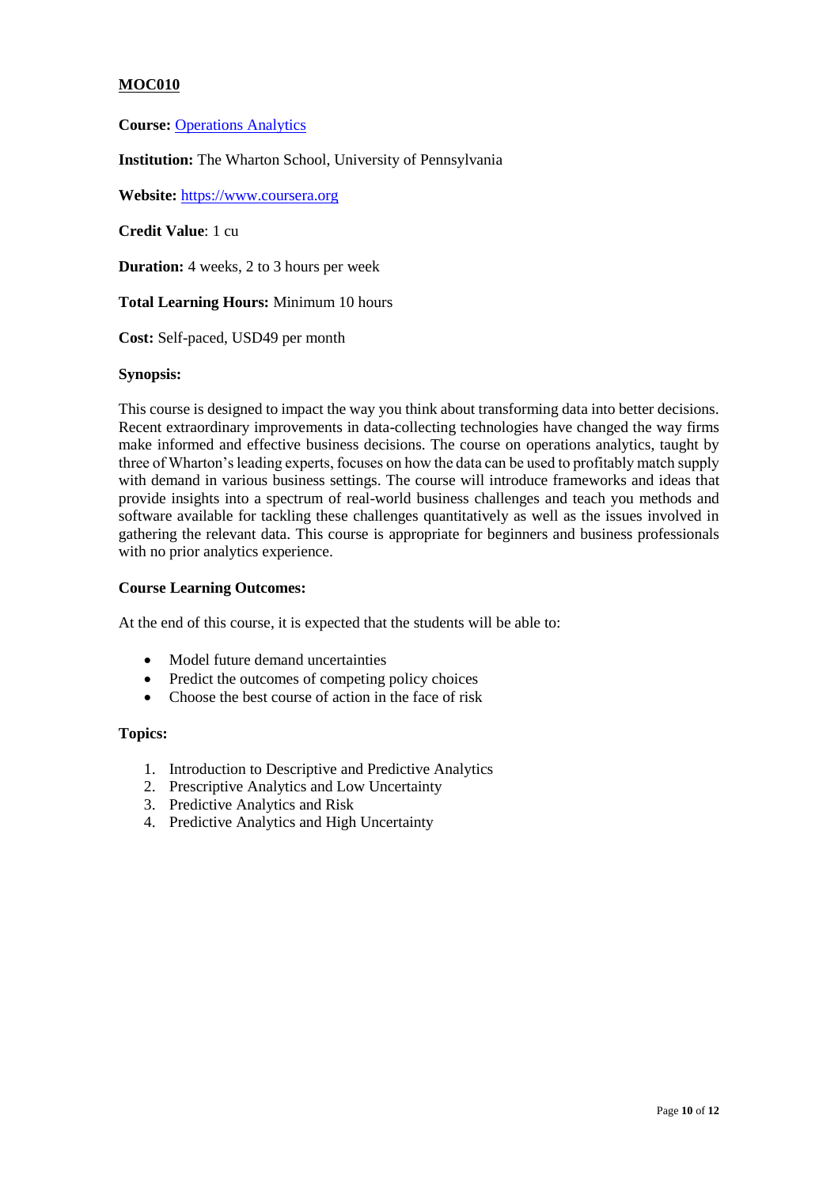**MOC010**

**Course:** Operations Analytics

**Institution:** The Wharton School, University of Pennsylvania

**Website:** https://www.coursera.org

**Credit Value**: 1 cu

**Duration:** 4 weeks, 2 to 3 hours per week

**Total Learning Hours:** Minimum 10 hours

**Cost:** Self-paced, USD49 per month

**Synopsis:**

This course is designed to impact the way you think about transforming data into better decisions. Recent extraordinary improvements in data-collecting technologies have changed the way firms make informed and effective business decisions. The course on operations analytics, taught by three of Wharton's leading experts, focuses on how the data can be used to profitably match supply with demand in various business settings. The course will introduce frameworks and ideas that provide insights into a spectrum of real-world business challenges and teach you methods and software available for tackling these challenges quantitatively as well as the issues involved in gathering the relevant data. This course is appropriate for beginners and business professionals with no prior analytics experience.

**Course Learning Outcomes:**

At the end of this course, it is expected that the students will be able to:

- Model future demand uncertainties
- Predict the outcomes of competing policy choices
- Choose the best course of action in the face of risk

**Topics:**

1. Introduction to Descriptive and Predictive Analytics
2. Prescriptive Analytics and Low Uncertainty
3. Predictive Analytics and Risk
4. Predictive Analytics and High Uncertainty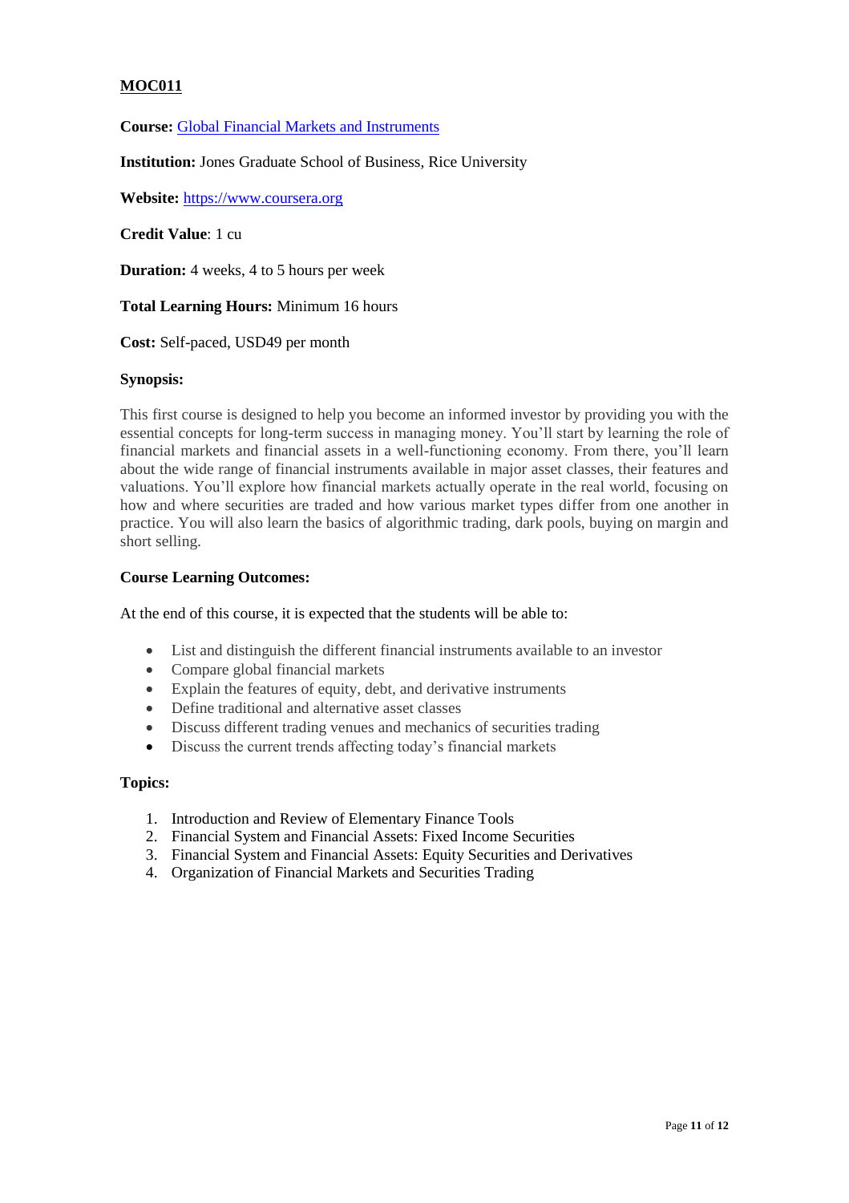**MOC011**

**Course:** [Global Financial Markets and Instruments]()

**Institution:** Jones Graduate School of Business, Rice University

**Website:** [https://www.coursera.org](https://www.coursera.org)

**Credit Value**: 1 cu

**Duration:** 4 weeks, 4 to 5 hours per week

**Total Learning Hours:** Minimum 16 hours

**Cost:** Self-paced, USD49 per month

**Synopsis:**

This first course is designed to help you become an informed investor by providing you with the essential concepts for long-term success in managing money. You'll start by learning the role of financial markets and financial assets in a well-functioning economy. From there, you'll learn about the wide range of financial instruments available in major asset classes, their features and valuations. You'll explore how financial markets actually operate in the real world, focusing on how and where securities are traded and how various market types differ from one another in practice. You will also learn the basics of algorithmic trading, dark pools, buying on margin and short selling.

**Course Learning Outcomes:**

At the end of this course, it is expected that the students will be able to:

- List and distinguish the different financial instruments available to an investor
- Compare global financial markets
- Explain the features of equity, debt, and derivative instruments
- Define traditional and alternative asset classes
- Discuss different trading venues and mechanics of securities trading
- Discuss the current trends affecting today's financial markets

**Topics:**

1. Introduction and Review of Elementary Finance Tools
2. Financial System and Financial Assets: Fixed Income Securities
3. Financial System and Financial Assets: Equity Securities and Derivatives
4. Organization of Financial Markets and Securities Trading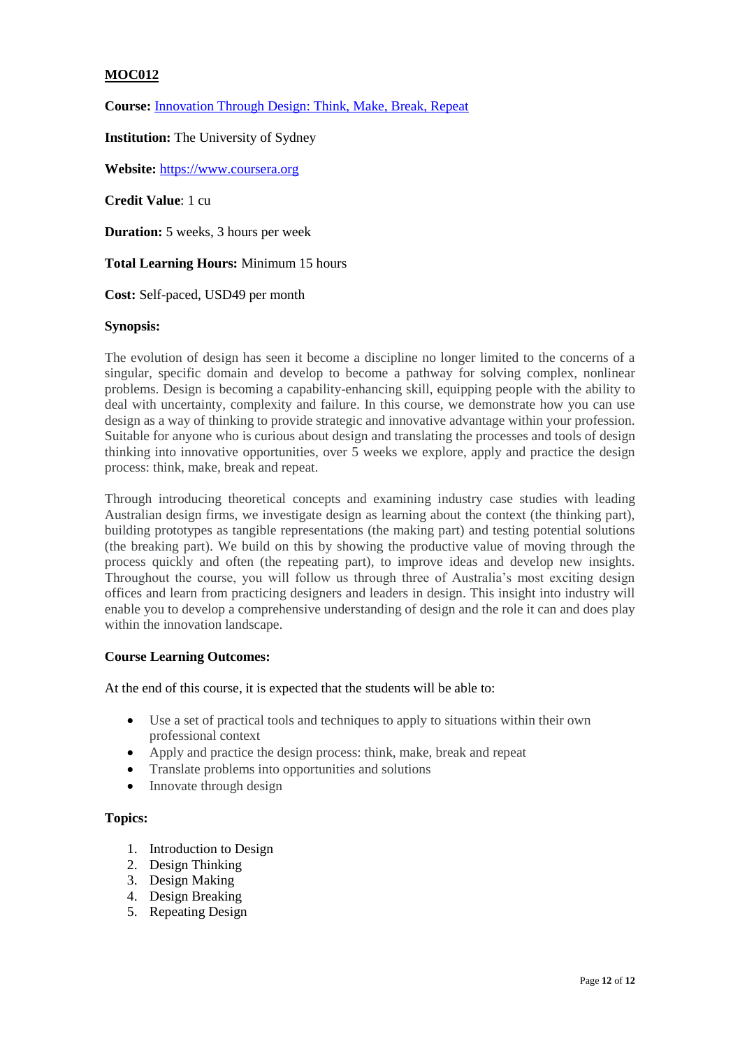**MOC012**

**Course:** [Innovation Through Design: Think, Make, Break, Repeat]()

**Institution:** The University of Sydney

**Website:** [https://www.coursera.org](https://www.coursera.org)

**Credit Value**: 1 cu

**Duration:** 5 weeks, 3 hours per week

**Total Learning Hours:** Minimum 15 hours

**Cost:** Self-paced, USD49 per month

**Synopsis:**

The evolution of design has seen it become a discipline no longer limited to the concerns of a singular, specific domain and develop to become a pathway for solving complex, nonlinear problems. Design is becoming a capability-enhancing skill, equipping people with the ability to deal with uncertainty, complexity and failure. In this course, we demonstrate how you can use design as a way of thinking to provide strategic and innovative advantage within your profession. Suitable for anyone who is curious about design and translating the processes and tools of design thinking into innovative opportunities, over 5 weeks we explore, apply and practice the design process: think, make, break and repeat.

Through introducing theoretical concepts and examining industry case studies with leading Australian design firms, we investigate design as learning about the context (the thinking part), building prototypes as tangible representations (the making part) and testing potential solutions (the breaking part). We build on this by showing the productive value of moving through the process quickly and often (the repeating part), to improve ideas and develop new insights. Throughout the course, you will follow us through three of Australia's most exciting design offices and learn from practicing designers and leaders in design. This insight into industry will enable you to develop a comprehensive understanding of design and the role it can and does play within the innovation landscape.

**Course Learning Outcomes:**

At the end of this course, it is expected that the students will be able to:

- Use a set of practical tools and techniques to apply to situations within their own professional context
- Apply and practice the design process: think, make, break and repeat
- Translate problems into opportunities and solutions
- Innovate through design

**Topics:**

1. Introduction to Design
2. Design Thinking
3. Design Making
4. Design Breaking
5. Repeating Design